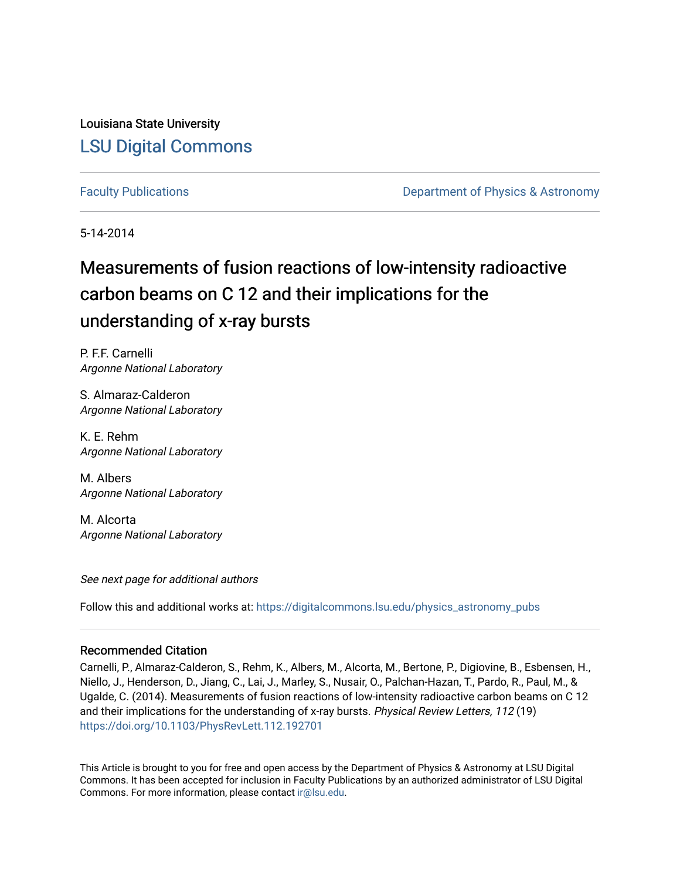Louisiana State University

# LSU Digital Commons

Faculty Publications

Department of Physics & Astronomy

5-14-2014

# Measurements of fusion reactions of low-intensity radioactive carbon beams on C 12 and their implications for the understanding of x-ray bursts

P. F.F. Carnelli
*Argonne National Laboratory*

S. Almaraz-Calderon
*Argonne National Laboratory*

K. E. Rehm
*Argonne National Laboratory*

M. Albers
*Argonne National Laboratory*

M. Alcorta
*Argonne National Laboratory*

*See next page for additional authors*

Follow this and additional works at: https://digitalcommons.lsu.edu/physics_astronomy_pubs

### Recommended Citation

Carnelli, P., Almaraz-Calderon, S., Rehm, K., Albers, M., Alcorta, M., Bertone, P., Digiovine, B., Esbensen, H., Niello, J., Henderson, D., Jiang, C., Lai, J., Marley, S., Nusair, O., Palchan-Hazan, T., Pardo, R., Paul, M., & Ugalde, C. (2014). Measurements of fusion reactions of low-intensity radioactive carbon beams on C 12 and their implications for the understanding of x-ray bursts. *Physical Review Letters, 112* (19) https://doi.org/10.1103/PhysRevLett.112.192701

This Article is brought to you for free and open access by the Department of Physics & Astronomy at LSU Digital Commons. It has been accepted for inclusion in Faculty Publications by an authorized administrator of LSU Digital Commons. For more information, please contact ir@lsu.edu.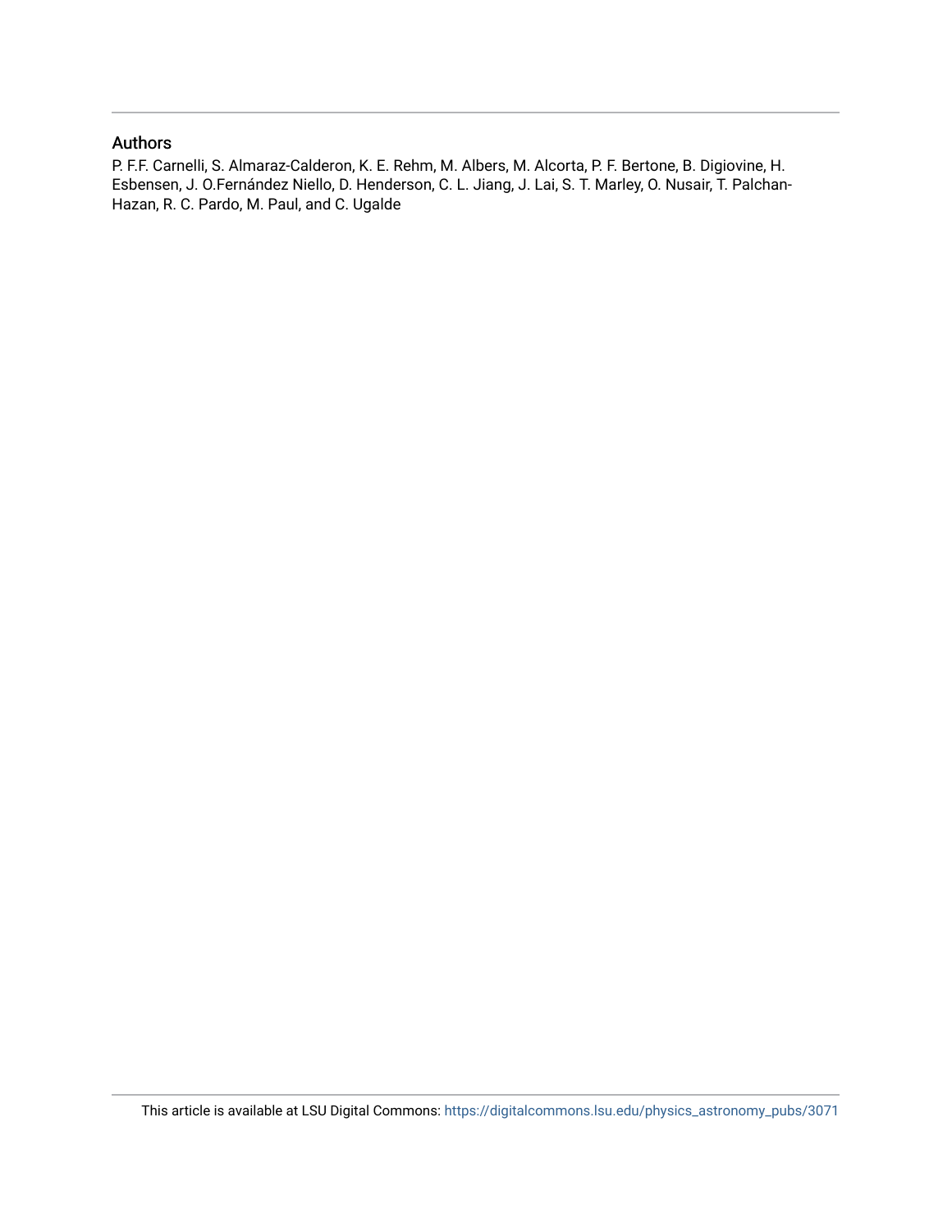## Authors

P. F.F. Carnelli, S. Almaraz-Calderon, K. E. Rehm, M. Albers, M. Alcorta, P. F. Bertone, B. Digiovine, H. Esbensen, J. O.Fernández Niello, D. Henderson, C. L. Jiang, J. Lai, S. T. Marley, O. Nusair, T. Palchan-Hazan, R. C. Pardo, M. Paul, and C. Ugalde

This article is available at LSU Digital Commons: https://digitalcommons.lsu.edu/physics_astronomy_pubs/3071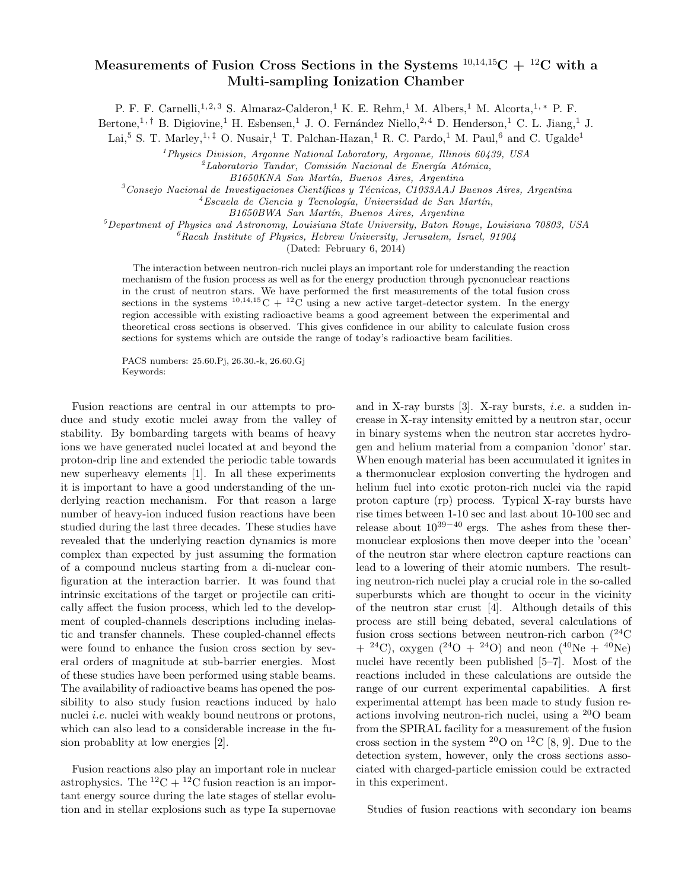# Measurements of Fusion Cross Sections in the Systems $^{10,14,15}C + {}^{12}C$ with a Multi-sampling Ionization Chamber

P. F. F. Carnelli,[1,2,3] S. Almaraz-Calderon,[1] K. E. Rehm,[1] M. Albers,[1] M. Alcorta,[1,*] P. F. Bertone,[1,†] B. Digiovine,[1] H. Esbensen,[1] J. O. Fernández Niello,[2,4] D. Henderson,[1] C. L. Jiang,[1] J. Lai,[5] S. T. Marley,[1,‡] O. Nusair,[1] T. Palchan-Hazan,[1] R. C. Pardo,[1] M. Paul,[6] and C. Ugalde[1]

[1] *Physics Division, Argonne National Laboratory, Argonne, Illinois 60439, USA*
[2] *Laboratorio Tandar, Comisión Nacional de Energía Atómica, B1650KNA San Martín, Buenos Aires, Argentina*
[3] *Consejo Nacional de Investigaciones Científicas y Técnicas, C1033AAJ Buenos Aires, Argentina*
[4] *Escuela de Ciencia y Tecnología, Universidad de San Martín, B1650BWA San Martín, Buenos Aires, Argentina*
[5] *Department of Physics and Astronomy, Louisiana State University, Baton Rouge, Louisiana 70803, USA*
[6] *Racah Institute of Physics, Hebrew University, Jerusalem, Israel, 91904*

(Dated: February 6, 2014)

The interaction between neutron-rich nuclei plays an important role for understanding the reaction mechanism of the fusion process as well as for the energy production through pycnonuclear reactions in the crust of neutron stars. We have performed the first measurements of the total fusion cross sections in the systems $^{10,14,15}C + {}^{12}C$ using a new active target-detector system. In the energy region accessible with existing radioactive beams a good agreement between the experimental and theoretical cross sections is observed. This gives confidence in our ability to calculate fusion cross sections for systems which are outside the range of today's radioactive beam facilities.

PACS numbers: 25.60.Pj, 26.30.-k, 26.60.Gj
Keywords:

Fusion reactions are central in our attempts to produce and study exotic nuclei away from the valley of stability. By bombarding targets with beams of heavy ions we have generated nuclei located at and beyond the proton-drip line and extended the periodic table towards new superheavy elements [1]. In all these experiments it is important to have a good understanding of the underlying reaction mechanism. For that reason a large number of heavy-ion induced fusion reactions have been studied during the last three decades. These studies have revealed that the underlying reaction dynamics is more complex than expected by just assuming the formation of a compound nucleus starting from a di-nuclear configuration at the interaction barrier. It was found that intrinsic excitations of the target or projectile can critically affect the fusion process, which led to the development of coupled-channels descriptions including inelastic and transfer channels. These coupled-channel effects were found to enhance the fusion cross section by several orders of magnitude at sub-barrier energies. Most of these studies have been performed using stable beams. The availability of radioactive beams has opened the possibility to also study fusion reactions induced by halo nuclei *i.e.* nuclei with weakly bound neutrons or protons, which can also lead to a considerable increase in the fusion probablity at low energies [2].

Fusion reactions also play an important role in nuclear astrophysics. The $^{12}C + {}^{12}C$ fusion reaction is an important energy source during the late stages of stellar evolution and in stellar explosions such as type Ia supernovae and in X-ray bursts [3]. X-ray bursts, *i.e.* a sudden increase in X-ray intensity emitted by a neutron star, occur in binary systems when the neutron star accretes hydrogen and helium material from a companion 'donor' star. When enough material has been accumulated it ignites in a thermonuclear explosion converting the hydrogen and helium fuel into exotic proton-rich nuclei via the rapid proton capture (rp) process. Typical X-ray bursts have rise times between 1-10 sec and last about 10-100 sec and release about $10^{39-40}$ ergs. The ashes from these thermonuclear explosions then move deeper into the 'ocean' of the neutron star where electron capture reactions can lead to a lowering of their atomic numbers. The resulting neutron-rich nuclei play a crucial role in the so-called superbursts which are thought to occur in the vicinity of the neutron star crust [4]. Although details of this process are still being debated, several calculations of fusion cross sections between neutron-rich carbon ($^{24}C + {}^{24}C$), oxygen ($^{24}O + {}^{24}O$) and neon ($^{40}Ne + {}^{40}Ne$) nuclei have recently been published [5–7]. Most of the reactions included in these calculations are outside the range of our current experimental capabilities. A first experimental attempt has been made to study fusion reactions involving neutron-rich nuclei, using a $^{20}O$ beam from the SPIRAL facility for a measurement of the fusion cross section in the system $^{20}O$ on $^{12}C$ [8, 9]. Due to the detection system, however, only the cross sections associated with charged-particle emission could be extracted in this experiment.

Studies of fusion reactions with secondary ion beams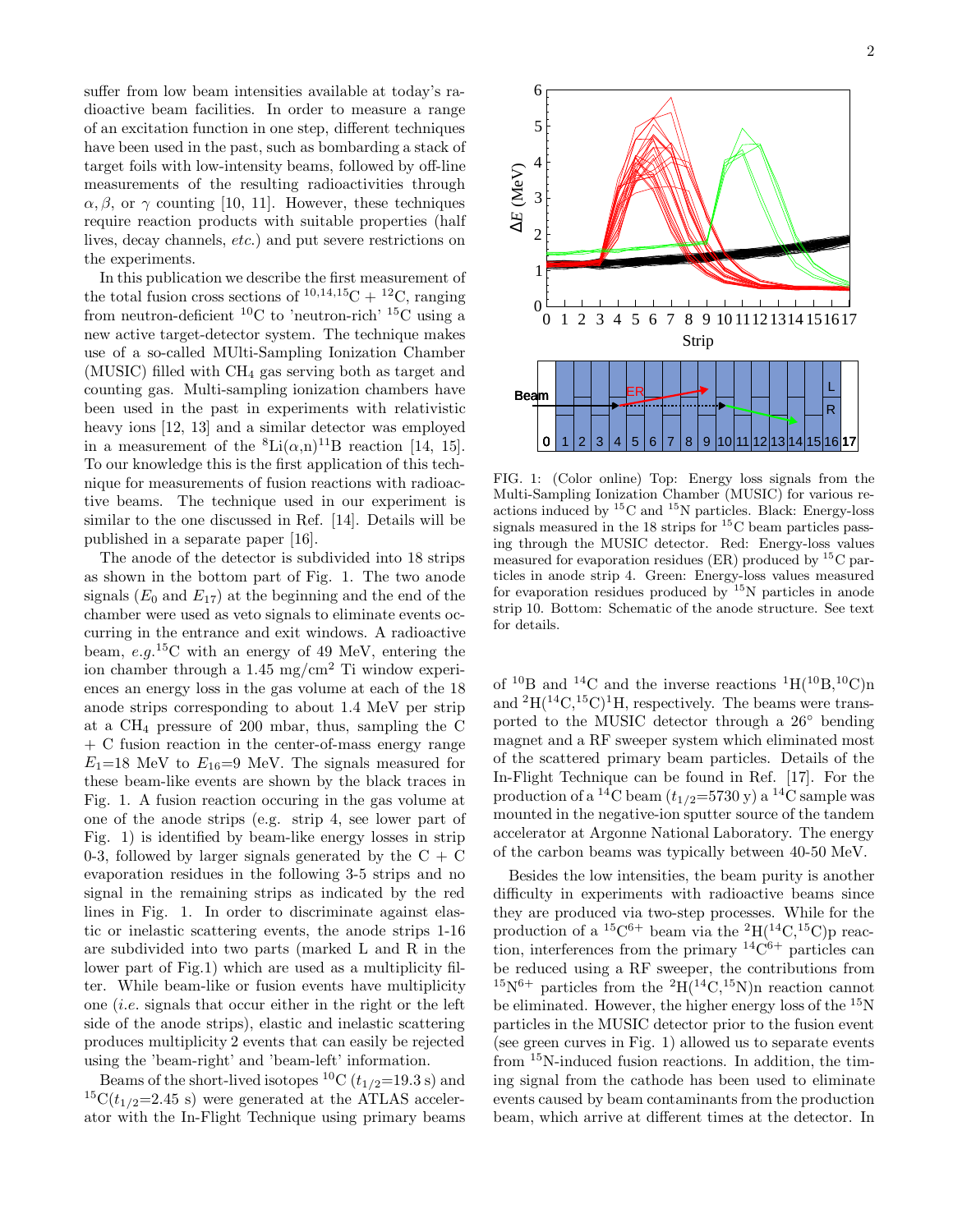suffer from low beam intensities available at today's radioactive beam facilities. In order to measure a range of an excitation function in one step, different techniques have been used in the past, such as bombarding a stack of target foils with low-intensity beams, followed by off-line measurements of the resulting radioactivities through $\alpha, \beta$, or $\gamma$ counting [10, 11]. However, these techniques require reaction products with suitable properties (half lives, decay channels, *etc.*) and put severe restrictions on the experiments.

In this publication we describe the first measurement of the total fusion cross sections of $^{10,14,15}$C + $^{12}$C, ranging from neutron-deficient $^{10}$C to 'neutron-rich' $^{15}$C using a new active target-detector system. The technique makes use of a so-called MUlti-Sampling Ionization Chamber (MUSIC) filled with $CH_4$ gas serving both as target and counting gas. Multi-sampling ionization chambers have been used in the past in experiments with relativistic heavy ions [12, 13] and a similar detector was employed in a measurement of the $^{8}$Li($\alpha$,n)$^{11}$B reaction [14, 15]. To our knowledge this is the first application of this technique for measurements of fusion reactions with radioactive beams. The technique used in our experiment is similar to the one discussed in Ref. [14]. Details will be published in a separate paper [16].

The anode of the detector is subdivided into 18 strips as shown in the bottom part of Fig. 1. The two anode signals ($E_0$ and $E_{17}$) at the beginning and the end of the chamber were used as veto signals to eliminate events occurring in the entrance and exit windows. A radioactive beam, *e.g.*$^{15}$C with an energy of 49 MeV, entering the ion chamber through a 1.45 mg/cm$^2$ Ti window experiences an energy loss in the gas volume at each of the 18 anode strips corresponding to about 1.4 MeV per strip at a $CH_4$ pressure of 200 mbar, thus, sampling the C + C fusion reaction in the center-of-mass energy range $E_1$=18 MeV to $E_{16}$=9 MeV. The signals measured for these beam-like events are shown by the black traces in Fig. 1. A fusion reaction occuring in the gas volume at one of the anode strips (e.g. strip 4, see lower part of Fig. 1) is identified by beam-like energy losses in strip 0-3, followed by larger signals generated by the C + C evaporation residues in the following 3-5 strips and no signal in the remaining strips as indicated by the red lines in Fig. 1. In order to discriminate against elastic or inelastic scattering events, the anode strips 1-16 are subdivided into two parts (marked L and R in the lower part of Fig.1) which are used as a multiplicity filter. While beam-like or fusion events have multiplicity one (*i.e.* signals that occur either in the right or the left side of the anode strips), elastic and inelastic scattering produces multiplicity 2 events that can easily be rejected using the 'beam-right' and 'beam-left' information.

Beams of the short-lived isotopes $^{10}$C ($t_{1/2}$=19.3 s) and $^{15}$C($t_{1/2}$=2.45 s) were generated at the ATLAS accelerator with the In-Flight Technique using primary beams

FIG. 1: (Color online) Top: Energy loss signals from the Multi-Sampling Ionization Chamber (MUSIC) for various reactions induced by $^{15}$C and $^{15}$N particles. Black: Energy-loss signals measured in the 18 strips for $^{15}$C beam particles passing through the MUSIC detector. Red: Energy-loss values measured for evaporation residues (ER) produced by $^{15}$C particles in anode strip 4. Green: Energy-loss values measured for evaporation residues produced by $^{15}$N particles in anode strip 10. Bottom: Schematic of the anode structure. See text for details.

of $^{10}$B and $^{14}$C and the inverse reactions $^{1}$H($^{10}$B,$^{10}$C)n and $^{2}$H($^{14}$C,$^{15}$C)$^{1}$H, respectively. The beams were transported to the MUSIC detector through a 26° bending magnet and a RF sweeper system which eliminated most of the scattered primary beam particles. Details of the In-Flight Technique can be found in Ref. [17]. For the production of a $^{14}$C beam ($t_{1/2}$=5730 y) a $^{14}$C sample was mounted in the negative-ion sputter source of the tandem accelerator at Argonne National Laboratory. The energy of the carbon beams was typically between 40-50 MeV.

Besides the low intensities, the beam purity is another difficulty in experiments with radioactive beams since they are produced via two-step processes. While for the production of a $^{15}$C$^{6+}$ beam via the $^{2}$H($^{14}$C,$^{15}$C)p reaction, interferences from the primary $^{14}$C$^{6+}$ particles can be reduced using a RF sweeper, the contributions from $^{15}$N$^{6+}$ particles from the $^{2}$H($^{14}$C,$^{15}$N)n reaction cannot be eliminated. However, the higher energy loss of the $^{15}$N particles in the MUSIC detector prior to the fusion event (see green curves in Fig. 1) allowed us to separate events from $^{15}$N-induced fusion reactions. In addition, the timing signal from the cathode has been used to eliminate events caused by beam contaminants from the production beam, which arrive at different times at the detector. In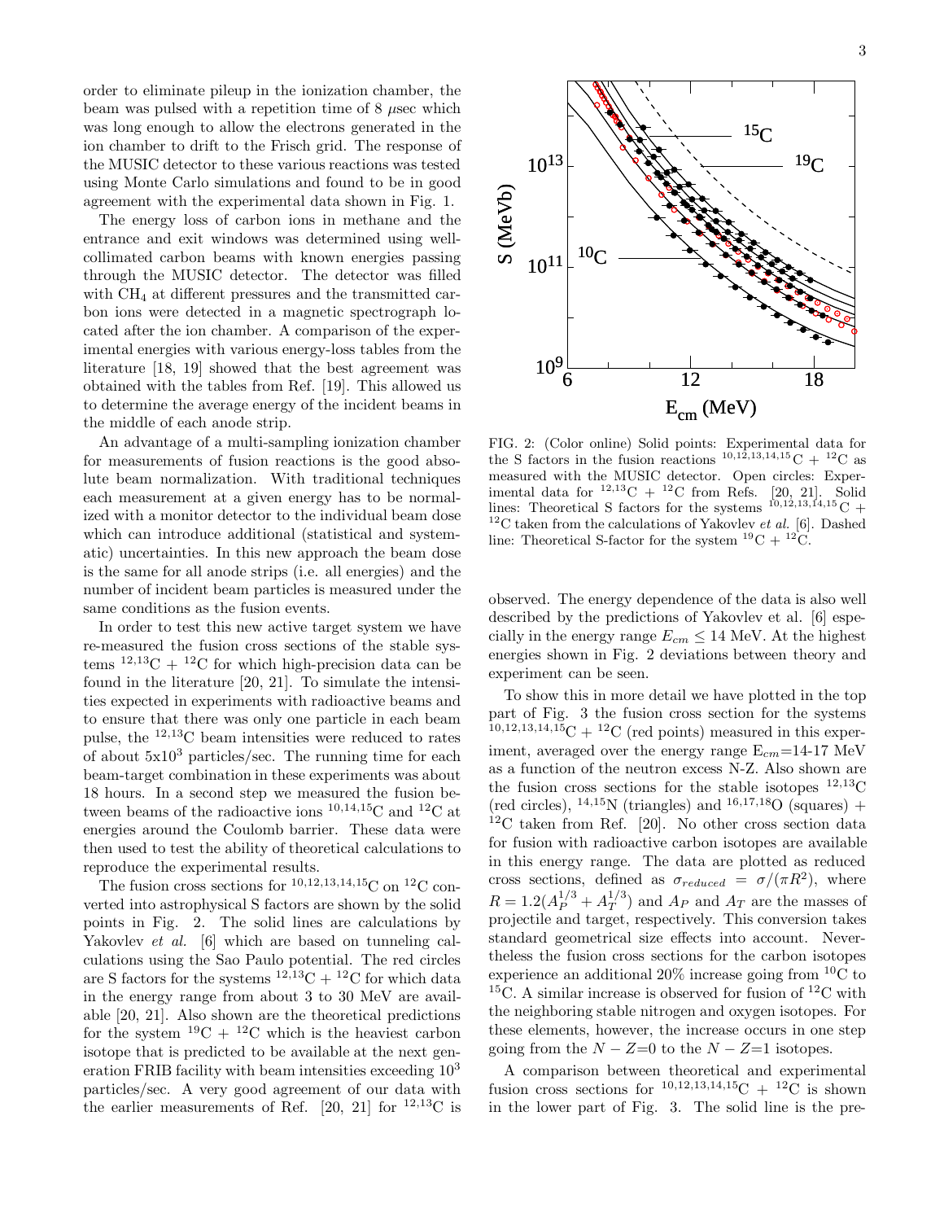order to eliminate pileup in the ionization chamber, the beam was pulsed with a repetition time of 8 $\mu$sec which was long enough to allow the electrons generated in the ion chamber to drift to the Frisch grid. The response of the MUSIC detector to these various reactions was tested using Monte Carlo simulations and found to be in good agreement with the experimental data shown in Fig. 1.

The energy loss of carbon ions in methane and the entrance and exit windows was determined using well-collimated carbon beams with known energies passing through the MUSIC detector. The detector was filled with $CH_4$ at different pressures and the transmitted carbon ions were detected in a magnetic spectrograph located after the ion chamber. A comparison of the experimental energies with various energy-loss tables from the literature [18, 19] showed that the best agreement was obtained with the tables from Ref. [19]. This allowed us to determine the average energy of the incident beams in the middle of each anode strip.

An advantage of a multi-sampling ionization chamber for measurements of fusion reactions is the good absolute beam normalization. With traditional techniques each measurement at a given energy has to be normalized with a monitor detector to the individual beam dose which can introduce additional (statistical and systematic) uncertainties. In this new approach the beam dose is the same for all anode strips (i.e. all energies) and the number of incident beam particles is measured under the same conditions as the fusion events.

In order to test this new active target system we have re-measured the fusion cross sections of the stable systems $^{12,13}$C + $^{12}$C for which high-precision data can be found in the literature [20, 21]. To simulate the intensities expected in experiments with radioactive beams and to ensure that there was only one particle in each beam pulse, the $^{12,13}$C beam intensities were reduced to rates of about 5x10$^3$ particles/sec. The running time for each beam-target combination in these experiments was about 18 hours. In a second step we measured the fusion between beams of the radioactive ions $^{10,14,15}$C and $^{12}$C at energies around the Coulomb barrier. These data were then used to test the ability of theoretical calculations to reproduce the experimental results.

The fusion cross sections for $^{10,12,13,14,15}$C on $^{12}$C converted into astrophysical S factors are shown by the solid points in Fig. 2. The solid lines are calculations by Yakovlev *et al.* [6] which are based on tunneling calculations using the Sao Paulo potential. The red circles are S factors for the systems $^{12,13}$C + $^{12}$C for which data in the energy range from about 3 to 30 MeV are available [20, 21]. Also shown are the theoretical predictions for the system $^{19}$C + $^{12}$C which is the heaviest carbon isotope that is predicted to be available at the next generation FRIB facility with beam intensities exceeding 10$^3$ particles/sec. A very good agreement of our data with the earlier measurements of Ref. [20, 21] for $^{12,13}$C is observed. The energy dependence of the data is also well described by the predictions of Yakovlev et al. [6] especially in the energy range $E_{cm} \leq 14$ MeV. At the highest energies shown in Fig. 2 deviations between theory and experiment can be seen.

FIG. 2: (Color online) Solid points: Experimental data for the S factors in the fusion reactions $^{10,12,13,14,15}$C + $^{12}$C as measured with the MUSIC detector. Open circles: Experimental data for $^{12,13}$C + $^{12}$C from Refs. [20, 21]. Solid lines: Theoretical S factors for the systems $^{10,12,13,14,15}$C + $^{12}$C taken from the calculations of Yakovlev *et al.* [6]. Dashed line: Theoretical S-factor for the system $^{19}$C + $^{12}$C.

To show this in more detail we have plotted in the top part of Fig. 3 the fusion cross section for the systems $^{10,12,13,14,15}$C + $^{12}$C (red points) measured in this experiment, averaged over the energy range $E_{cm}$=14-17 MeV as a function of the neutron excess N-Z. Also shown are the fusion cross sections for the stable isotopes $^{12,13}$C (red circles), $^{14,15}$N (triangles) and $^{16,17,18}$O (squares) + $^{12}$C taken from Ref. [20]. No other cross section data for fusion with radioactive carbon isotopes are available in this energy range. The data are plotted as reduced cross sections, defined as $\sigma_{reduced} = \sigma/(\pi R^2)$, where $R = 1.2(A_P^{1/3} + A_T^{1/3})$ and $A_P$ and $A_T$ are the masses of projectile and target, respectively. This conversion takes standard geometrical size effects into account. Nevertheless the fusion cross sections for the carbon isotopes experience an additional 20% increase going from $^{10}$C to $^{15}$C. A similar increase is observed for fusion of $^{12}$C with the neighboring stable nitrogen and oxygen isotopes. For these elements, however, the increase occurs in one step going from the $N-Z$=0 to the $N-Z$=1 isotopes.

A comparison between theoretical and experimental fusion cross sections for $^{10,12,13,14,15}$C + $^{12}$C is shown in the lower part of Fig. 3. The solid line is the pre-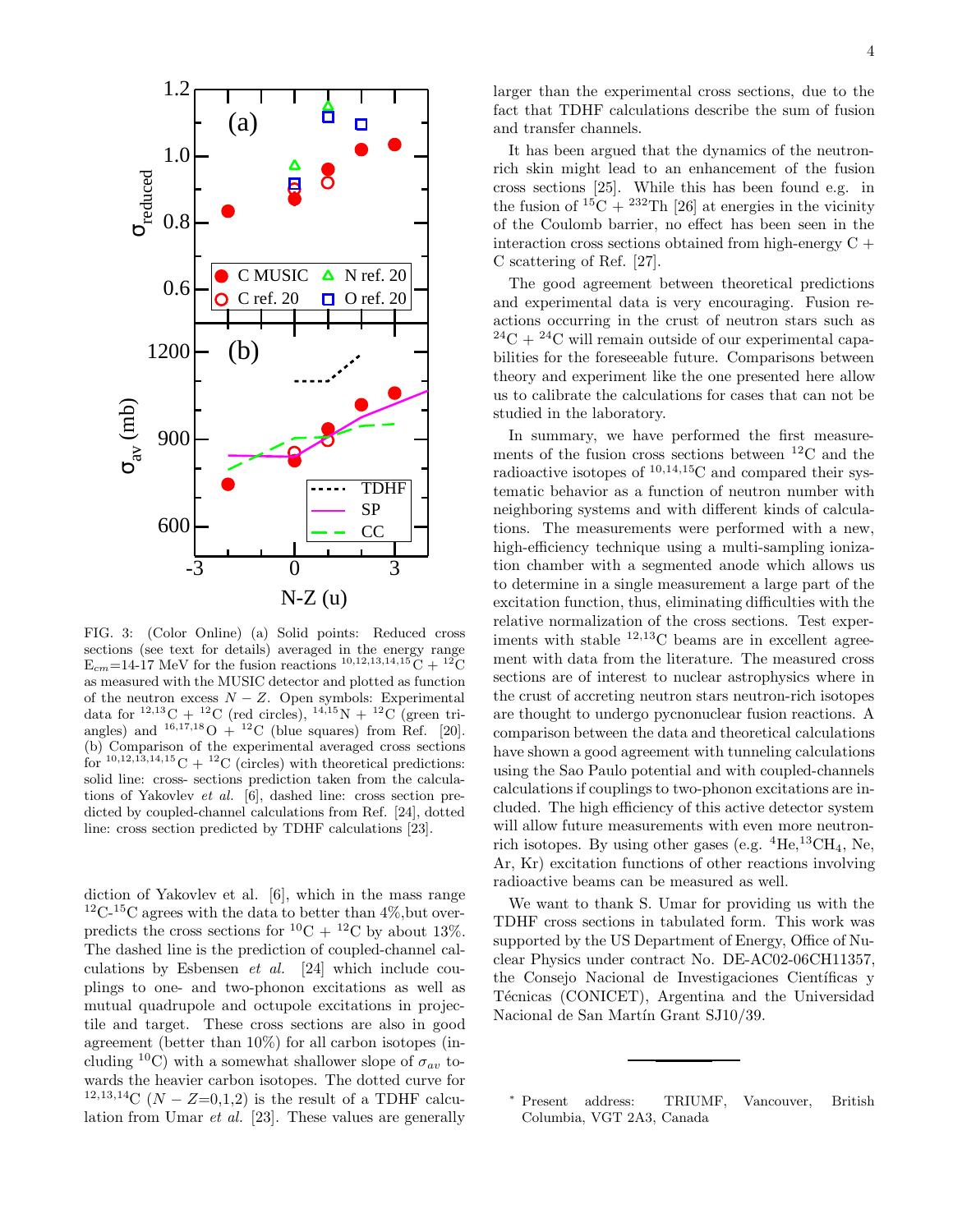FIG. 3: (Color Online) (a) Solid points: Reduced cross sections (see text for details) averaged in the energy range $E_{cm}$=14-17 MeV for the fusion reactions $^{10,12,13,14,15}$C + $^{12}$C as measured with the MUSIC detector and plotted as function of the neutron excess $N - Z$. Open symbols: Experimental data for $^{12,13}$C + $^{12}$C (red circles), $^{14,15}$N + $^{12}$C (green triangles) and $^{16,17,18}$O + $^{12}$C (blue squares) from Ref. [20]. (b) Comparison of the experimental averaged cross sections for $^{10,12,13,14,15}$C + $^{12}$C (circles) with theoretical predictions: solid line: cross- sections prediction taken from the calculations of Yakovlev *et al.* [6], dashed line: cross section predicted by coupled-channel calculations from Ref. [24], dotted line: cross section predicted by TDHF calculations [23].

diction of Yakovlev et al. [6], which in the mass range $^{12}$C-$^{15}$C agrees with the data to better than 4%,but overpredicts the cross sections for $^{10}$C + $^{12}$C by about 13%. The dashed line is the prediction of coupled-channel calculations by Esbensen *et al.* [24] which include couplings to one- and two-phonon excitations as well as mutual quadrupole and octupole excitations in projectile and target. These cross sections are also in good agreement (better than 10%) for all carbon isotopes (including $^{10}$C) with a somewhat shallower slope of $\sigma_{av}$ towards the heavier carbon isotopes. The dotted curve for $^{12,13,14}$C ($N - Z$=0,1,2) is the result of a TDHF calculation from Umar *et al.* [23]. These values are generally larger than the experimental cross sections, due to the fact that TDHF calculations describe the sum of fusion and transfer channels.

It has been argued that the dynamics of the neutron-rich skin might lead to an enhancement of the fusion cross sections [25]. While this has been found e.g. in the fusion of $^{15}$C + $^{232}$Th [26] at energies in the vicinity of the Coulomb barrier, no effect has been seen in the interaction cross sections obtained from high-energy C + C scattering of Ref. [27].

The good agreement between theoretical predictions and experimental data is very encouraging. Fusion reactions occurring in the crust of neutron stars such as $^{24}$C + $^{24}$C will remain outside of our experimental capabilities for the foreseeable future. Comparisons between theory and experiment like the one presented here allow us to calibrate the calculations for cases that can not be studied in the laboratory.

In summary, we have performed the first measurements of the fusion cross sections between $^{12}$C and the radioactive isotopes of $^{10,14,15}$C and compared their systematic behavior as a function of neutron number with neighboring systems and with different kinds of calculations. The measurements were performed with a new, high-efficiency technique using a multi-sampling ionization chamber with a segmented anode which allows us to determine in a single measurement a large part of the excitation function, thus, eliminating difficulties with the relative normalization of the cross sections. Test experiments with stable $^{12,13}$C beams are in excellent agreement with data from the literature. The measured cross sections are of interest to nuclear astrophysics where in the crust of accreting neutron stars neutron-rich isotopes are thought to undergo pycnonuclear fusion reactions. A comparison between the data and theoretical calculations have shown a good agreement with tunneling calculations using the Sao Paulo potential and with coupled-channels calculations if couplings to two-phonon excitations are included. The high efficiency of this active detector system will allow future measurements with even more neutron-rich isotopes. By using other gases (e.g. $^{4}$He,$^{13}$CH$_4$, Ne, Ar, Kr) excitation functions of other reactions involving radioactive beams can be measured as well.

We want to thank S. Umar for providing us with the TDHF cross sections in tabulated form. This work was supported by the US Department of Energy, Office of Nuclear Physics under contract No. DE-AC02-06CH11357, the Consejo Nacional de Investigaciones Científicas y Técnicas (CONICET), Argentina and the Universidad Nacional de San Martín Grant SJ10/39.

---

[*] Present address: TRIUMF, Vancouver, British Columbia, VGT 2A3, Canada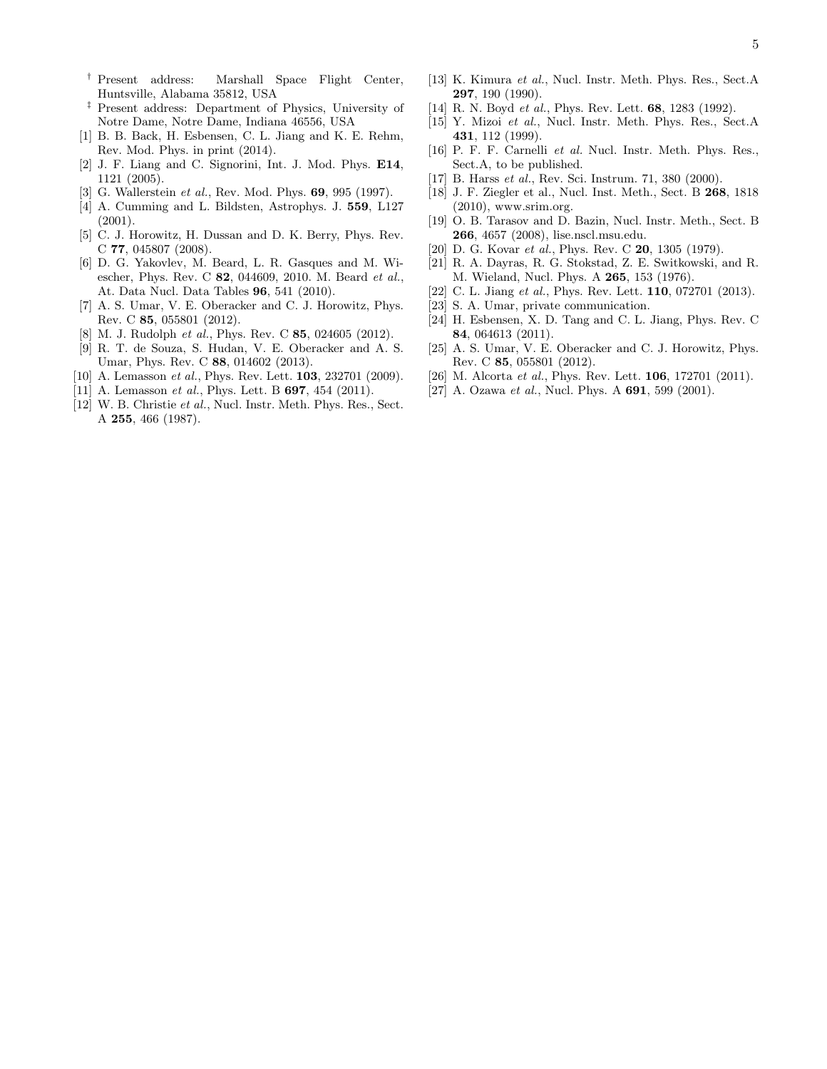† Present address: Marshall Space Flight Center, Huntsville, Alabama 35812, USA

‡ Present address: Department of Physics, University of Notre Dame, Notre Dame, Indiana 46556, USA

[1] B. B. Back, H. Esbensen, C. L. Jiang and K. E. Rehm, Rev. Mod. Phys. in print (2014).

[2] J. F. Liang and C. Signorini, Int. J. Mod. Phys. **E14**, 1121 (2005).

[3] G. Wallerstein *et al.*, Rev. Mod. Phys. **69**, 995 (1997).

[4] A. Cumming and L. Bildsten, Astrophys. J. **559**, L127 (2001).

[5] C. J. Horowitz, H. Dussan and D. K. Berry, Phys. Rev. C **77**, 045807 (2008).

[6] D. G. Yakovlev, M. Beard, L. R. Gasques and M. Wiescher, Phys. Rev. C **82**, 044609, 2010. M. Beard *et al.*, At. Data Nucl. Data Tables **96**, 541 (2010).

[7] A. S. Umar, V. E. Oberacker and C. J. Horowitz, Phys. Rev. C **85**, 055801 (2012).

[8] M. J. Rudolph *et al.*, Phys. Rev. C **85**, 024605 (2012).

[9] R. T. de Souza, S. Hudan, V. E. Oberacker and A. S. Umar, Phys. Rev. C **88**, 014602 (2013).

[10] A. Lemasson *et al.*, Phys. Rev. Lett. **103**, 232701 (2009).

[11] A. Lemasson *et al.*, Phys. Lett. B **697**, 454 (2011).

[12] W. B. Christie *et al.*, Nucl. Instr. Meth. Phys. Res., Sect. A **255**, 466 (1987).

[13] K. Kimura *et al.*, Nucl. Instr. Meth. Phys. Res., Sect.A **297**, 190 (1990).

[14] R. N. Boyd *et al.*, Phys. Rev. Lett. **68**, 1283 (1992).

[15] Y. Mizoi *et al.*, Nucl. Instr. Meth. Phys. Res., Sect.A **431**, 112 (1999).

[16] P. F. F. Carnelli *et al.* Nucl. Instr. Meth. Phys. Res., Sect.A, to be published.

[17] B. Harss *et al.*, Rev. Sci. Instrum. 71, 380 (2000).

[18] J. F. Ziegler et al., Nucl. Inst. Meth., Sect. B **268**, 1818 (2010), www.srim.org.

[19] O. B. Tarasov and D. Bazin, Nucl. Instr. Meth., Sect. B **266**, 4657 (2008), lise.nscl.msu.edu.

[20] D. G. Kovar *et al.*, Phys. Rev. C **20**, 1305 (1979).

[21] R. A. Dayras, R. G. Stokstad, Z. E. Switkowski, and R. M. Wieland, Nucl. Phys. A **265**, 153 (1976).

[22] C. L. Jiang *et al.*, Phys. Rev. Lett. **110**, 072701 (2013).

[23] S. A. Umar, private communication.

[24] H. Esbensen, X. D. Tang and C. L. Jiang, Phys. Rev. C **84**, 064613 (2011).

[25] A. S. Umar, V. E. Oberacker and C. J. Horowitz, Phys. Rev. C **85**, 055801 (2012).

[26] M. Alcorta *et al.*, Phys. Rev. Lett. **106**, 172701 (2011).

[27] A. Ozawa *et al.*, Nucl. Phys. A **691**, 599 (2001).